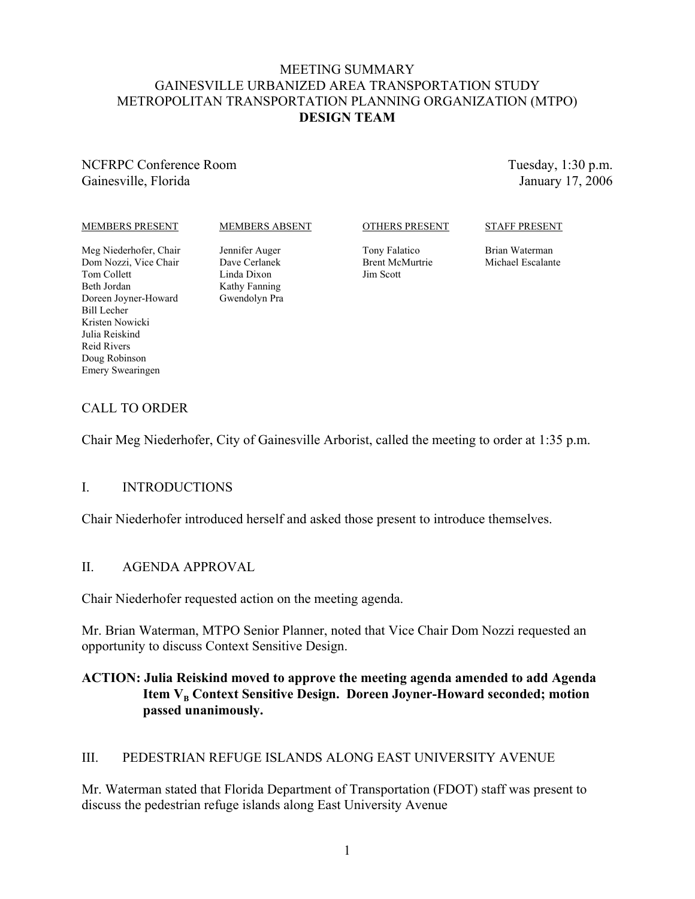# MEETING SUMMARY
# GAINESVILLE URBANIZED AREA TRANSPORTATION STUDY
# METROPOLITAN TRANSPORTATION PLANNING ORGANIZATION (MTPO)
# DESIGN TEAM

NCFRPC Conference Room
Gainesville, Florida

Tuesday, 1:30 p.m.
January 17, 2006

| MEMBERS PRESENT | MEMBERS ABSENT | OTHERS PRESENT | STAFF PRESENT |
|---|---|---|---|
| Meg Niederhofer, Chair | Jennifer Auger | Tony Falatico | Brian Waterman |
| Dom Nozzi, Vice Chair | Dave Cerlanek | Brent McMurtrie | Michael Escalante |
| Tom Collett | Linda Dixon | Jim Scott | |
| Beth Jordan | Kathy Fanning | | |
| Doreen Joyner-Howard | Gwendolyn Pra | | |
| Bill Lecher | | | |
| Kristen Nowicki | | | |
| Julia Reiskind | | | |
| Reid Rivers | | | |
| Doug Robinson | | | |
| Emery Swearingen | | | |

## CALL TO ORDER

Chair Meg Niederhofer, City of Gainesville Arborist, called the meeting to order at 1:35 p.m.

## I. INTRODUCTIONS

Chair Niederhofer introduced herself and asked those present to introduce themselves.

## II. AGENDA APPROVAL

Chair Niederhofer requested action on the meeting agenda.

Mr. Brian Waterman, MTPO Senior Planner, noted that Vice Chair Dom Nozzi requested an opportunity to discuss Context Sensitive Design.

**ACTION: Julia Reiskind moved to approve the meeting agenda amended to add Agenda Item $V_B$ Context Sensitive Design. Doreen Joyner-Howard seconded; motion passed unanimously.**

## III. PEDESTRIAN REFUGE ISLANDS ALONG EAST UNIVERSITY AVENUE

Mr. Waterman stated that Florida Department of Transportation (FDOT) staff was present to discuss the pedestrian refuge islands along East University Avenue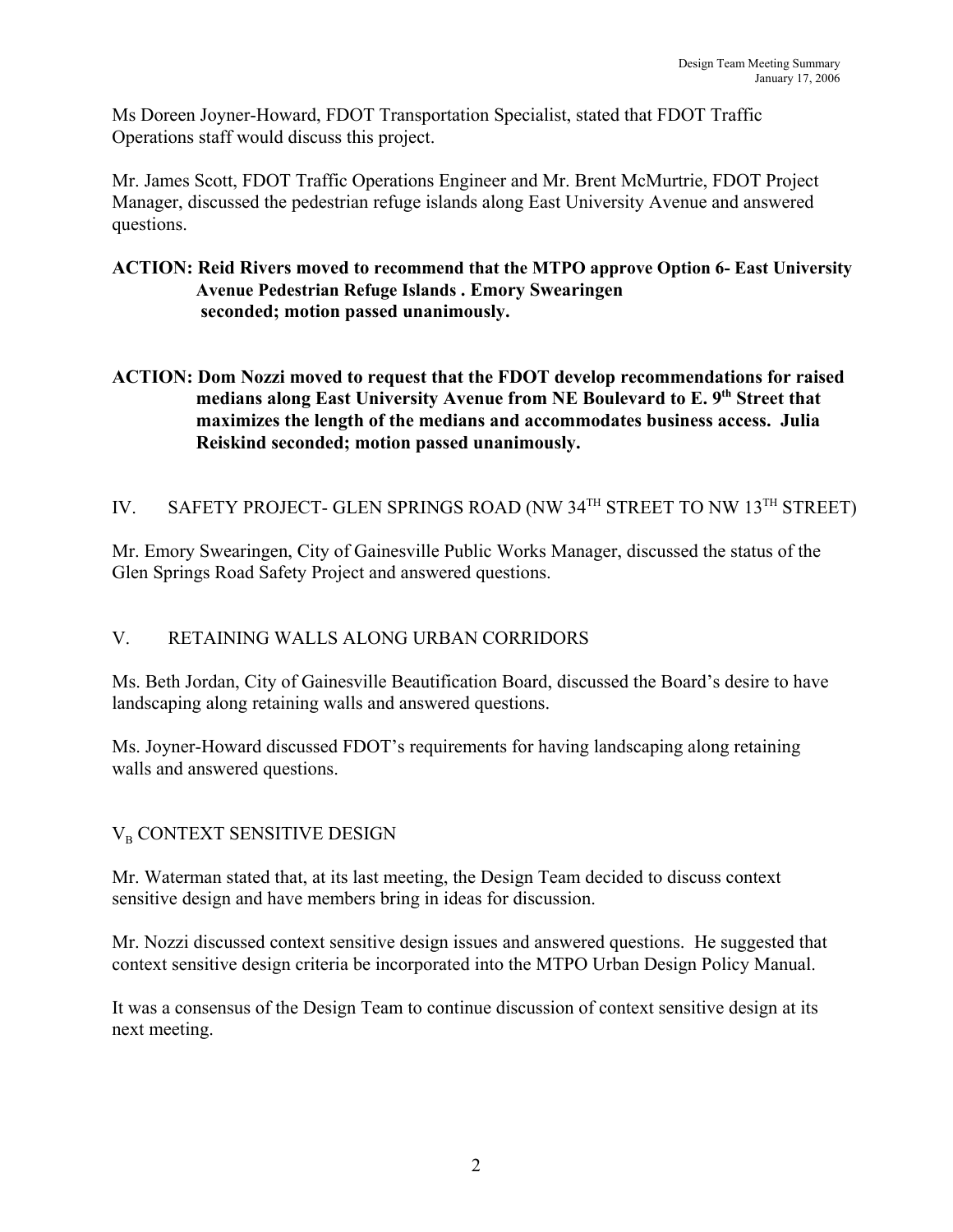Ms Doreen Joyner-Howard, FDOT Transportation Specialist, stated that FDOT Traffic Operations staff would discuss this project.

Mr. James Scott, FDOT Traffic Operations Engineer and Mr. Brent McMurtrie, FDOT Project Manager, discussed the pedestrian refuge islands along East University Avenue and answered questions.

**ACTION: Reid Rivers moved to recommend that the MTPO approve Option 6- East University Avenue Pedestrian Refuge Islands . Emory Swearingen seconded; motion passed unanimously.**

**ACTION: Dom Nozzi moved to request that the FDOT develop recommendations for raised medians along East University Avenue from NE Boulevard to E. 9th Street that maximizes the length of the medians and accommodates business access. Julia Reiskind seconded; motion passed unanimously.**

## IV. SAFETY PROJECT- GLEN SPRINGS ROAD (NW 34TH STREET TO NW 13TH STREET)

Mr. Emory Swearingen, City of Gainesville Public Works Manager, discussed the status of the Glen Springs Road Safety Project and answered questions.

## V. RETAINING WALLS ALONG URBAN CORRIDORS

Ms. Beth Jordan, City of Gainesville Beautification Board, discussed the Board's desire to have landscaping along retaining walls and answered questions.

Ms. Joyner-Howard discussed FDOT's requirements for having landscaping along retaining walls and answered questions.

## $V_B$ CONTEXT SENSITIVE DESIGN

Mr. Waterman stated that, at its last meeting, the Design Team decided to discuss context sensitive design and have members bring in ideas for discussion.

Mr. Nozzi discussed context sensitive design issues and answered questions. He suggested that context sensitive design criteria be incorporated into the MTPO Urban Design Policy Manual.

It was a consensus of the Design Team to continue discussion of context sensitive design at its next meeting.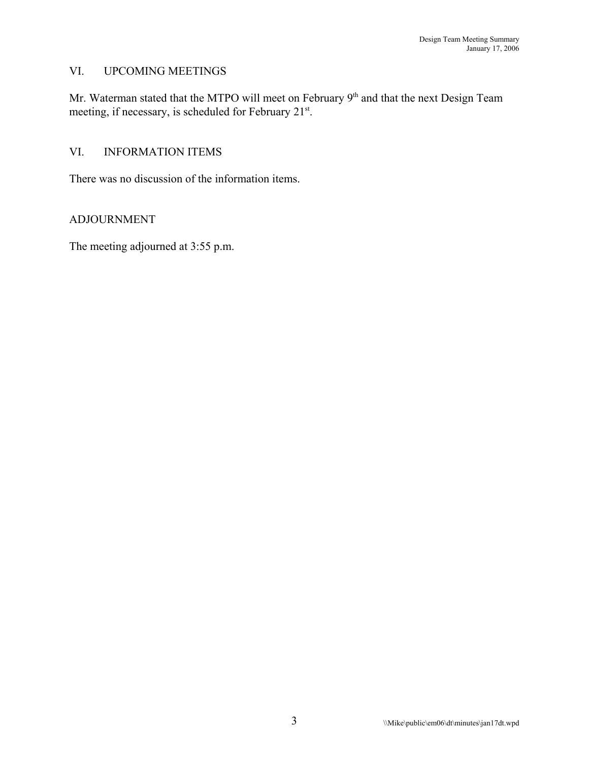## VI. UPCOMING MEETINGS

Mr. Waterman stated that the MTPO will meet on February 9th and that the next Design Team meeting, if necessary, is scheduled for February 21st.

## VI. INFORMATION ITEMS

There was no discussion of the information items.

## ADJOURNMENT

The meeting adjourned at 3:55 p.m.